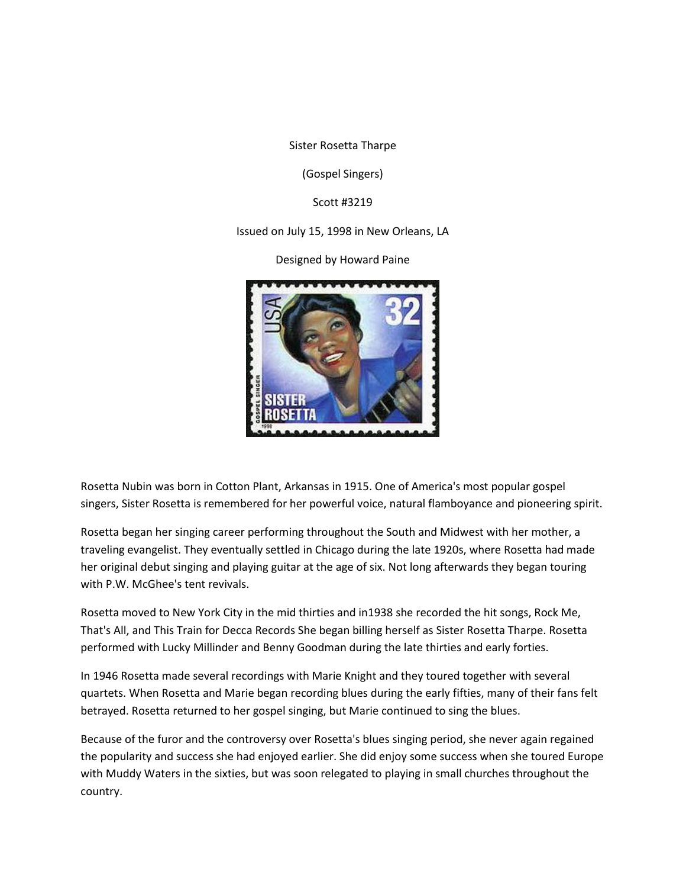Sister Rosetta Tharpe

(Gospel Singers)

Scott #3219

Issued on July 15, 1998 in New Orleans, LA

Designed by Howard Paine

Rosetta Nubin was born in Cotton Plant, Arkansas in 1915. One of America's most popular gospel singers, Sister Rosetta is remembered for her powerful voice, natural flamboyance and pioneering spirit.

Rosetta began her singing career performing throughout the South and Midwest with her mother, a traveling evangelist. They eventually settled in Chicago during the late 1920s, where Rosetta had made her original debut singing and playing guitar at the age of six. Not long afterwards they began touring with P.W. McGhee's tent revivals.

Rosetta moved to New York City in the mid thirties and in1938 she recorded the hit songs, Rock Me, That's All, and This Train for Decca Records She began billing herself as Sister Rosetta Tharpe. Rosetta performed with Lucky Millinder and Benny Goodman during the late thirties and early forties.

In 1946 Rosetta made several recordings with Marie Knight and they toured together with several quartets. When Rosetta and Marie began recording blues during the early fifties, many of their fans felt betrayed. Rosetta returned to her gospel singing, but Marie continued to sing the blues.

Because of the furor and the controversy over Rosetta's blues singing period, she never again regained the popularity and success she had enjoyed earlier. She did enjoy some success when she toured Europe with Muddy Waters in the sixties, but was soon relegated to playing in small churches throughout the country.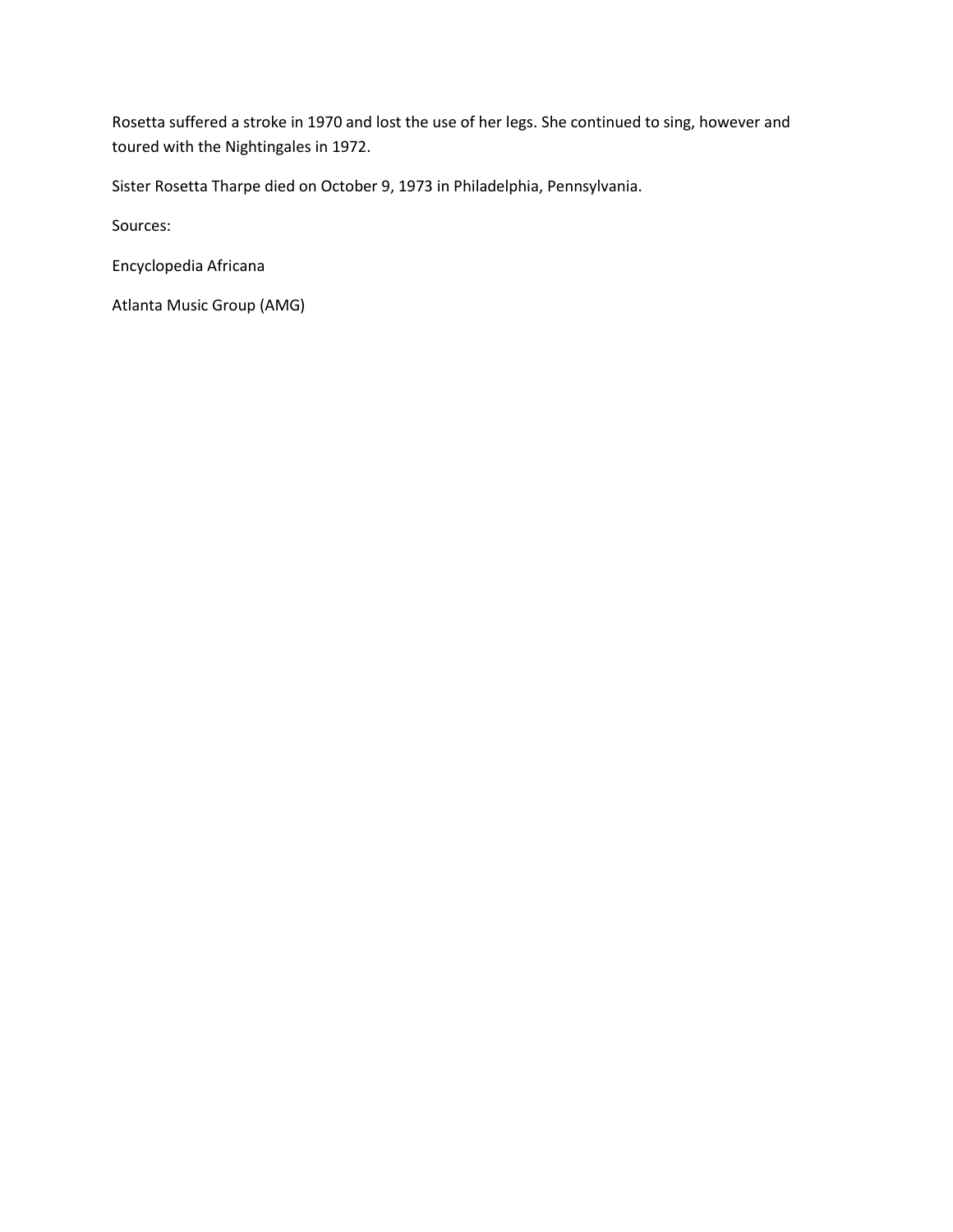Rosetta suffered a stroke in 1970 and lost the use of her legs. She continued to sing, however and toured with the Nightingales in 1972.

Sister Rosetta Tharpe died on October 9, 1973 in Philadelphia, Pennsylvania.

Sources:

Encyclopedia Africana

Atlanta Music Group (AMG)